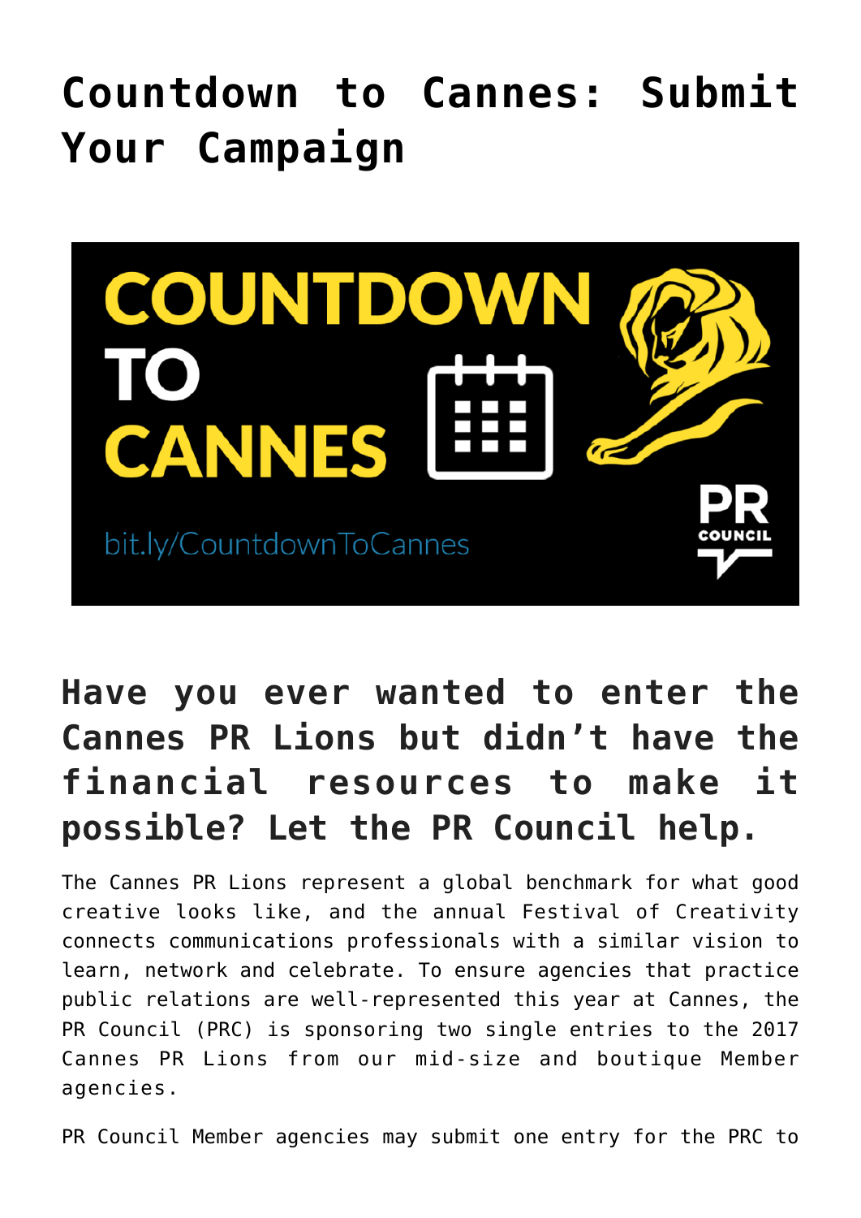# Countdown to Cannes: Submit Your Campaign

## Have you ever wanted to enter the Cannes PR Lions but didn't have the financial resources to make it possible? Let the PR Council help.

The Cannes PR Lions represent a global benchmark for what good creative looks like, and the annual Festival of Creativity connects communications professionals with a similar vision to learn, network and celebrate. To ensure agencies that practice public relations are well-represented this year at Cannes, the PR Council (PRC) is sponsoring two single entries to the 2017 Cannes PR Lions from our mid-size and boutique Member agencies.

PR Council Member agencies may submit one entry for the PRC to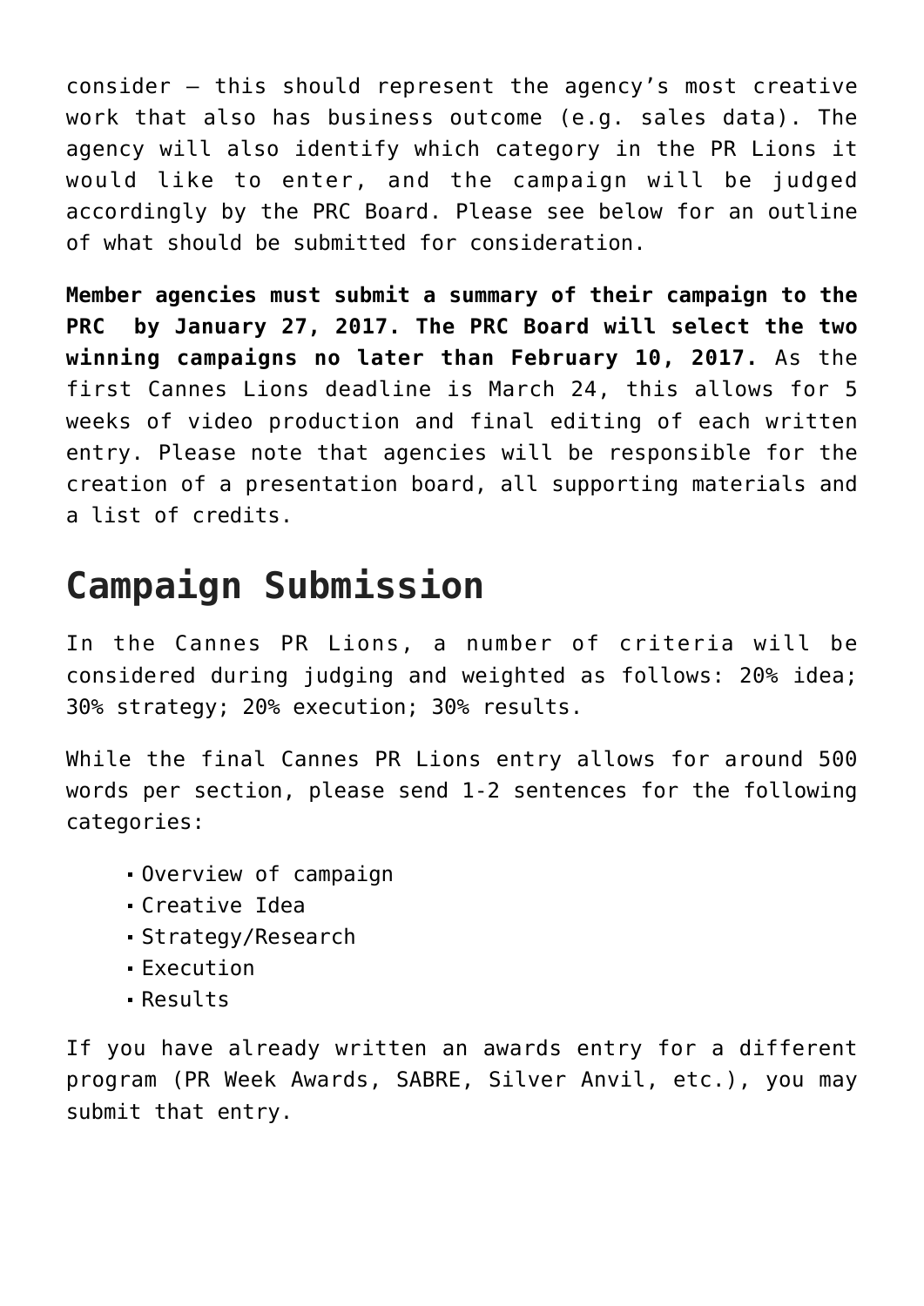consider – this should represent the agency's most creative work that also has business outcome (e.g. sales data). The agency will also identify which category in the PR Lions it would like to enter, and the campaign will be judged accordingly by the PRC Board. Please see below for an outline of what should be submitted for consideration.

**Member agencies must submit a summary of their campaign to the PRC by January 27, 2017. The PRC Board will select the two winning campaigns no later than February 10, 2017.** As the first Cannes Lions deadline is March 24, this allows for 5 weeks of video production and final editing of each written entry. Please note that agencies will be responsible for the creation of a presentation board, all supporting materials and a list of credits.

## Campaign Submission

In the Cannes PR Lions, a number of criteria will be considered during judging and weighted as follows: 20% idea; 30% strategy; 20% execution; 30% results.

While the final Cannes PR Lions entry allows for around 500 words per section, please send 1-2 sentences for the following categories:

- Overview of campaign
- Creative Idea
- Strategy/Research
- Execution
- Results

If you have already written an awards entry for a different program (PR Week Awards, SABRE, Silver Anvil, etc.), you may submit that entry.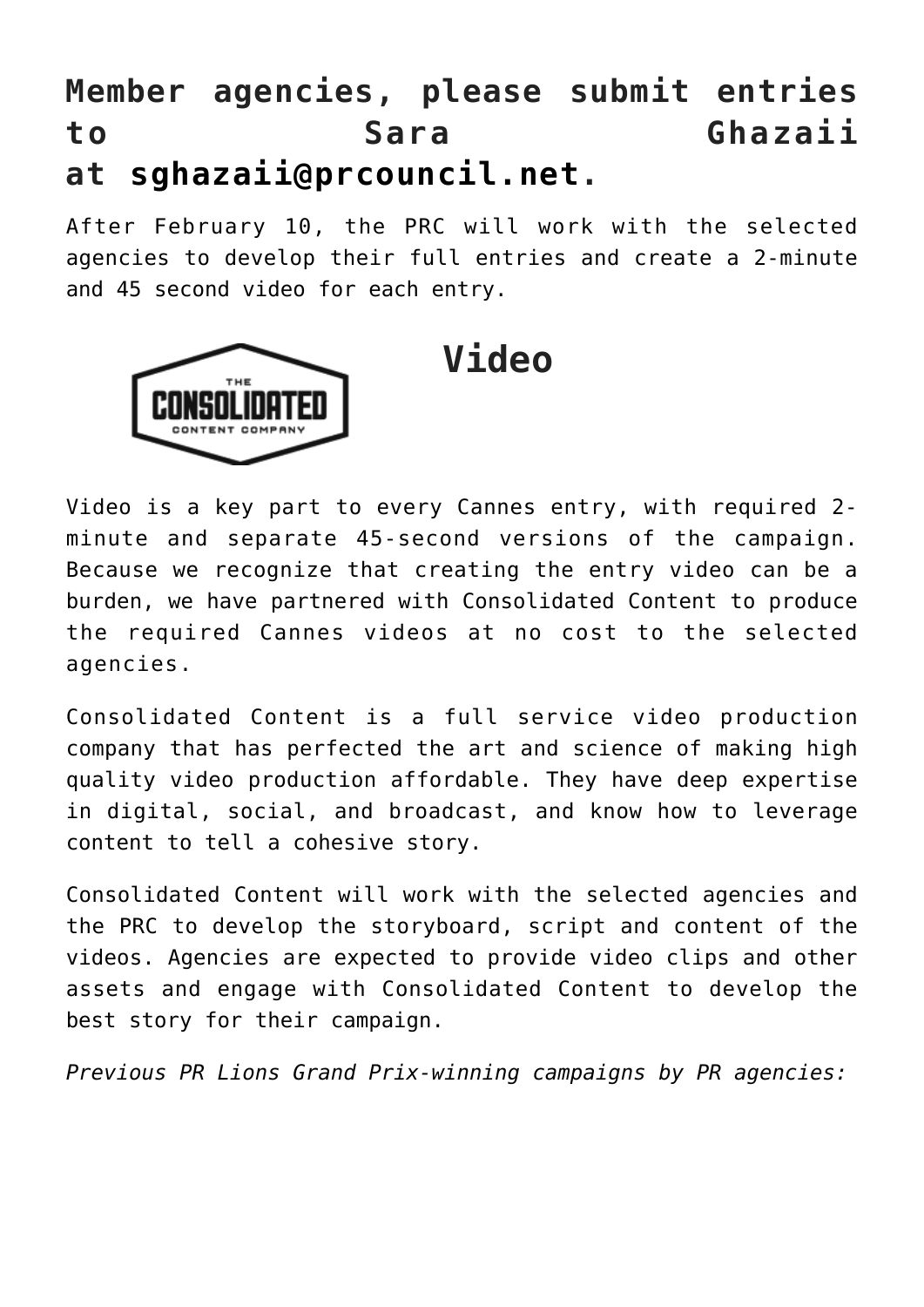## Member agencies, please submit entries to Sara Ghazaii at sghazaii@prcouncil.net.

After February 10, the PRC will work with the selected agencies to develop their full entries and create a 2-minute and 45 second video for each entry.

## Video

Video is a key part to every Cannes entry, with required 2-minute and separate 45-second versions of the campaign. Because we recognize that creating the entry video can be a burden, we have partnered with Consolidated Content to produce the required Cannes videos at no cost to the selected agencies.

Consolidated Content is a full service video production company that has perfected the art and science of making high quality video production affordable. They have deep expertise in digital, social, and broadcast, and know how to leverage content to tell a cohesive story.

Consolidated Content will work with the selected agencies and the PRC to develop the storyboard, script and content of the videos. Agencies are expected to provide video clips and other assets and engage with Consolidated Content to develop the best story for their campaign.

*Previous PR Lions Grand Prix-winning campaigns by PR agencies:*